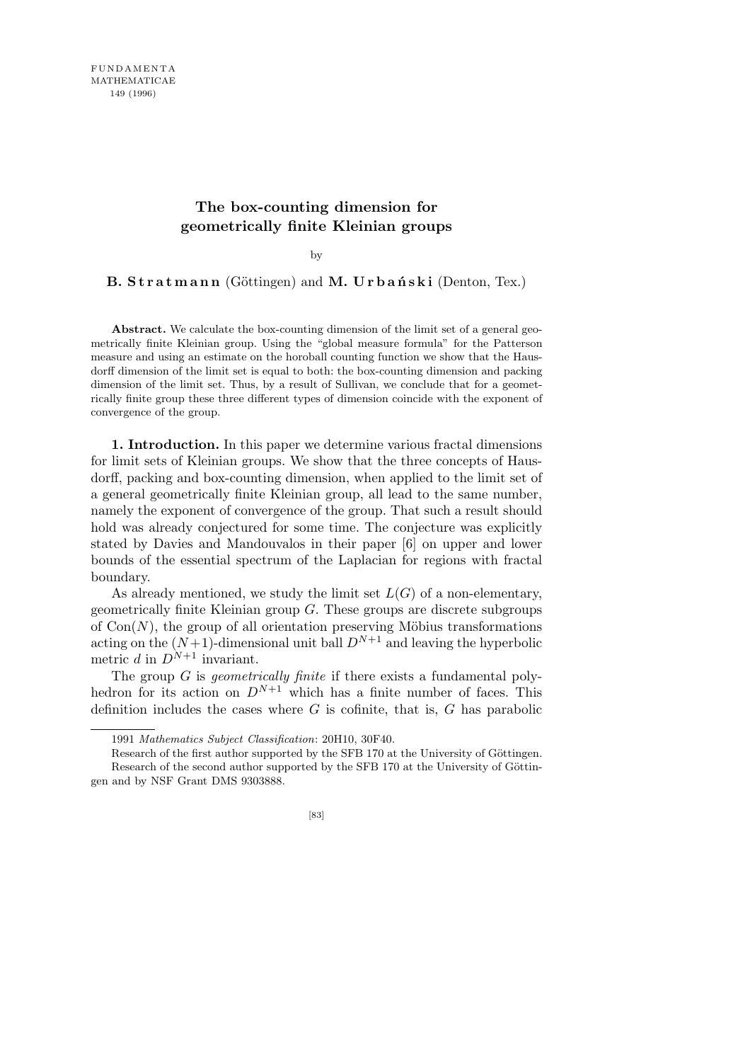# The box-counting dimension for geometrically finite Kleinian groups

by

**B. Stratmann** (Göttingen) and **M. Urbański** (Denton, Tex.)

**Abstract.** We calculate the box-counting dimension of the limit set of a general geometrically finite Kleinian group. Using the "global measure formula" for the Patterson measure and using an estimate on the horoball counting function we show that the Hausdorff dimension of the limit set is equal to both: the box-counting dimension and packing dimension of the limit set. Thus, by a result of Sullivan, we conclude that for a geometrically finite group these three different types of dimension coincide with the exponent of convergence of the group.

**1. Introduction.** In this paper we determine various fractal dimensions for limit sets of Kleinian groups. We show that the three concepts of Hausdorff, packing and box-counting dimension, when applied to the limit set of a general geometrically finite Kleinian group, all lead to the same number, namely the exponent of convergence of the group. That such a result should hold was already conjectured for some time. The conjecture was explicitly stated by Davies and Mandouvalos in their paper [6] on upper and lower bounds of the essential spectrum of the Laplacian for regions with fractal boundary.

As already mentioned, we study the limit set $L(G)$ of a non-elementary, geometrically finite Kleinian group $G$. These groups are discrete subgroups of $\mathrm{Con}(N)$, the group of all orientation preserving Möbius transformations acting on the $(N+1)$-dimensional unit ball $D^{N+1}$ and leaving the hyperbolic metric $d$ in $D^{N+1}$ invariant.

The group $G$ is *geometrically finite* if there exists a fundamental polyhedron for its action on $D^{N+1}$ which has a finite number of faces. This definition includes the cases where $G$ is cofinite, that is, $G$ has parabolic

---

1991 *Mathematics Subject Classification*: 20H10, 30F40.

Research of the first author supported by the SFB 170 at the University of Göttingen.

Research of the second author supported by the SFB 170 at the University of Göttingen and by NSF Grant DMS 9303888.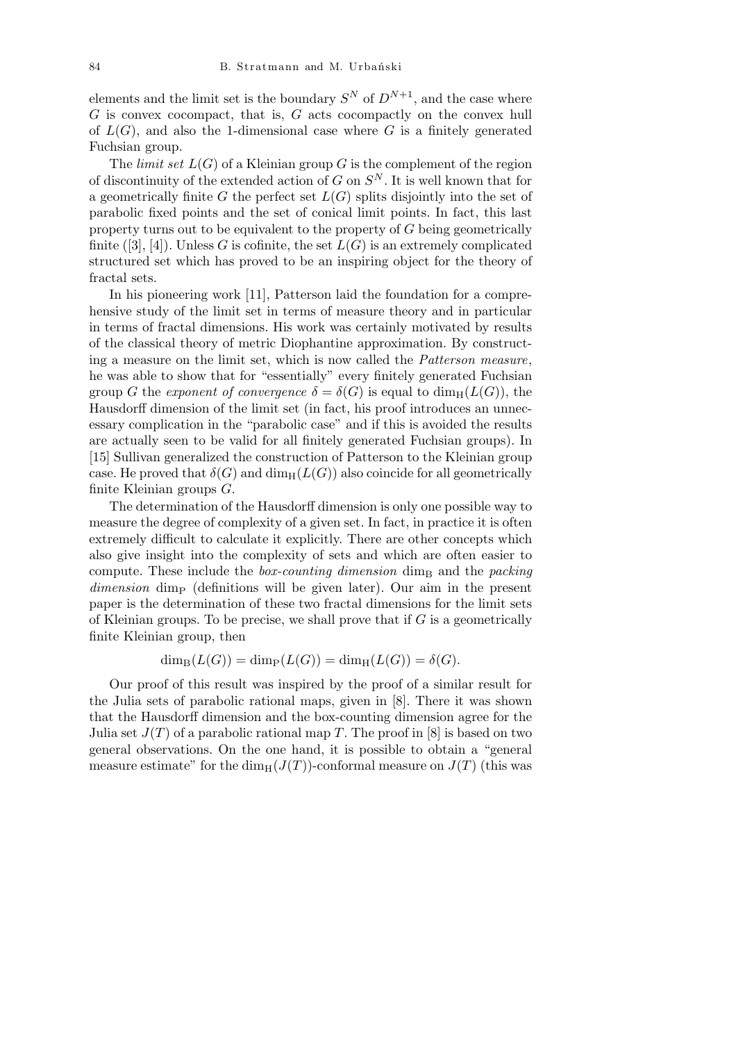elements and the limit set is the boundary $S^N$ of $D^{N+1}$, and the case where $G$ is convex cocompact, that is, $G$ acts cocompactly on the convex hull of $L(G)$, and also the 1-dimensional case where $G$ is a finitely generated Fuchsian group.

The *limit set* $L(G)$ of a Kleinian group $G$ is the complement of the region of discontinuity of the extended action of $G$ on $S^N$. It is well known that for a geometrically finite $G$ the perfect set $L(G)$ splits disjointly into the set of parabolic fixed points and the set of conical limit points. In fact, this last property turns out to be equivalent to the property of $G$ being geometrically finite ([3], [4]). Unless $G$ is cofinite, the set $L(G)$ is an extremely complicated structured set which has proved to be an inspiring object for the theory of fractal sets.

In his pioneering work [11], Patterson laid the foundation for a comprehensive study of the limit set in terms of measure theory and in particular in terms of fractal dimensions. His work was certainly motivated by results of the classical theory of metric Diophantine approximation. By constructing a measure on the limit set, which is now called the *Patterson measure*, he was able to show that for "essentially" every finitely generated Fuchsian group $G$ the *exponent of convergence* $\delta = \delta(G)$ is equal to $\dim_{\mathrm{H}}(L(G))$, the Hausdorff dimension of the limit set (in fact, his proof introduces an unnecessary complication in the "parabolic case" and if this is avoided the results are actually seen to be valid for all finitely generated Fuchsian groups). In [15] Sullivan generalized the construction of Patterson to the Kleinian group case. He proved that $\delta(G)$ and $\dim_{\mathrm{H}}(L(G))$ also coincide for all geometrically finite Kleinian groups $G$.

The determination of the Hausdorff dimension is only one possible way to measure the degree of complexity of a given set. In fact, in practice it is often extremely difficult to calculate it explicitly. There are other concepts which also give insight into the complexity of sets and which are often easier to compute. These include the *box-counting dimension* $\dim_{\mathrm{B}}$ and the *packing dimension* $\dim_{\mathrm{P}}$ (definitions will be given later). Our aim in the present paper is the determination of these two fractal dimensions for the limit sets of Kleinian groups. To be precise, we shall prove that if $G$ is a geometrically finite Kleinian group, then

$$\dim_{\mathrm{B}}(L(G)) = \dim_{\mathrm{P}}(L(G)) = \dim_{\mathrm{H}}(L(G)) = \delta(G).$$

Our proof of this result was inspired by the proof of a similar result for the Julia sets of parabolic rational maps, given in [8]. There it was shown that the Hausdorff dimension and the box-counting dimension agree for the Julia set $J(T)$ of a parabolic rational map $T$. The proof in [8] is based on two general observations. On the one hand, it is possible to obtain a "general measure estimate" for the $\dim_{\mathrm{H}}(J(T))$-conformal measure on $J(T)$ (this was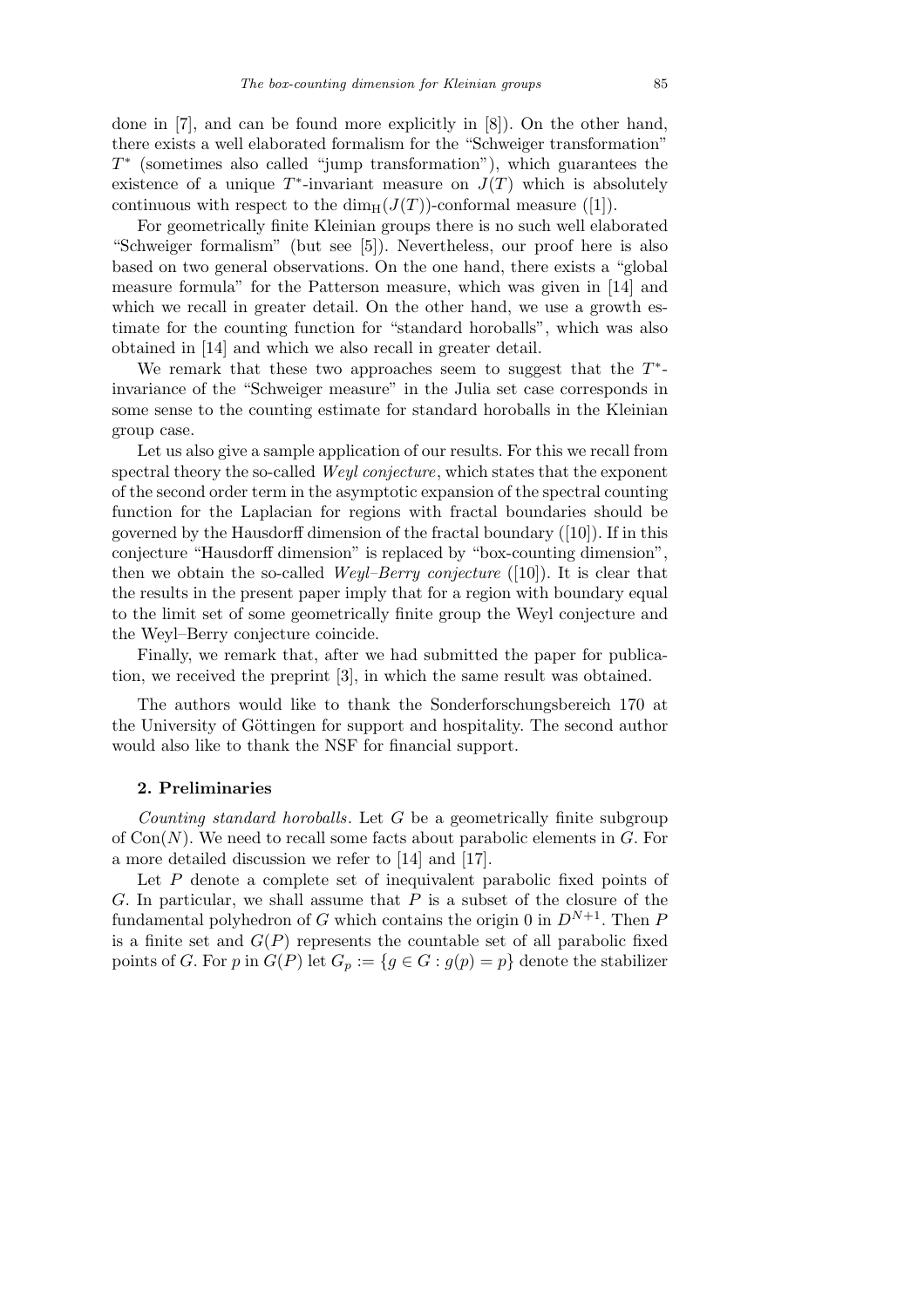done in [7], and can be found more explicitly in [8]). On the other hand, there exists a well elaborated formalism for the "Schweiger transformation" $T^*$ (sometimes also called "jump transformation"), which guarantees the existence of a unique $T^*$-invariant measure on $J(T)$ which is absolutely continuous with respect to the $\dim_{\mathrm{H}}(J(T))$-conformal measure ([1]).

For geometrically finite Kleinian groups there is no such well elaborated "Schweiger formalism" (but see [5]). Nevertheless, our proof here is also based on two general observations. On the one hand, there exists a "global measure formula" for the Patterson measure, which was given in [14] and which we recall in greater detail. On the other hand, we use a growth estimate for the counting function for "standard horoballs", which was also obtained in [14] and which we also recall in greater detail.

We remark that these two approaches seem to suggest that the $T^*$-invariance of the "Schweiger measure" in the Julia set case corresponds in some sense to the counting estimate for standard horoballs in the Kleinian group case.

Let us also give a sample application of our results. For this we recall from spectral theory the so-called *Weyl conjecture*, which states that the exponent of the second order term in the asymptotic expansion of the spectral counting function for the Laplacian for regions with fractal boundaries should be governed by the Hausdorff dimension of the fractal boundary ([10]). If in this conjecture "Hausdorff dimension" is replaced by "box-counting dimension", then we obtain the so-called *Weyl–Berry conjecture* ([10]). It is clear that the results in the present paper imply that for a region with boundary equal to the limit set of some geometrically finite group the Weyl conjecture and the Weyl–Berry conjecture coincide.

Finally, we remark that, after we had submitted the paper for publication, we received the preprint [3], in which the same result was obtained.

The authors would like to thank the Sonderforschungsbereich 170 at the University of Göttingen for support and hospitality. The second author would also like to thank the NSF for financial support.

## 2. Preliminaries

*Counting standard horoballs*. Let $G$ be a geometrically finite subgroup of $\mathrm{Con}(N)$. We need to recall some facts about parabolic elements in $G$. For a more detailed discussion we refer to [14] and [17].

Let $P$ denote a complete set of inequivalent parabolic fixed points of $G$. In particular, we shall assume that $P$ is a subset of the closure of the fundamental polyhedron of $G$ which contains the origin 0 in $D^{N+1}$. Then $P$ is a finite set and $G(P)$ represents the countable set of all parabolic fixed points of $G$. For $p$ in $G(P)$ let $G_p := \{g \in G : g(p) = p\}$ denote the stabilizer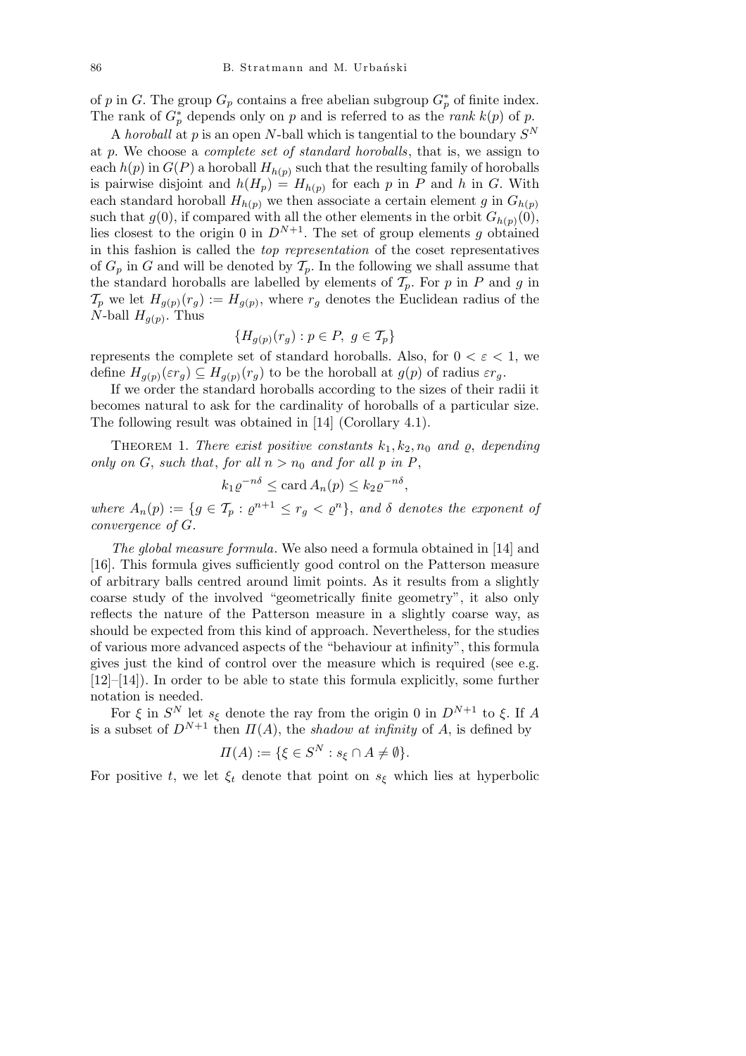of $p$ in $G$. The group $G_p$ contains a free abelian subgroup $G_p^*$ of finite index. The rank of $G_p^*$ depends only on $p$ and is referred to as the *rank* $k(p)$ of $p$.

A *horoball* at $p$ is an open $N$-ball which is tangential to the boundary $S^N$ at $p$. We choose a *complete set of standard horoballs*, that is, we assign to each $h(p)$ in $G(P)$ a horoball $H_{h(p)}$ such that the resulting family of horoballs is pairwise disjoint and $h(H_p) = H_{h(p)}$ for each $p$ in $P$ and $h$ in $G$. With each standard horoball $H_{h(p)}$ we then associate a certain element $g$ in $G_{h(p)}$ such that $g(0)$, if compared with all the other elements in the orbit $G_{h(p)}(0)$, lies closest to the origin 0 in $D^{N+1}$. The set of group elements $g$ obtained in this fashion is called the *top representation* of the coset representatives of $G_p$ in $G$ and will be denoted by $\mathcal{T}_p$. In the following we shall assume that the standard horoballs are labelled by elements of $\mathcal{T}_p$. For $p$ in $P$ and $g$ in $\mathcal{T}_p$ we let $H_{g(p)}(r_g) := H_{g(p)}$, where $r_g$ denotes the Euclidean radius of the $N$-ball $H_{g(p)}$. Thus

$$\{H_{g(p)}(r_g) : p \in P,\ g \in \mathcal{T}_p\}$$

represents the complete set of standard horoballs. Also, for $0 < \varepsilon < 1$, we define $H_{g(p)}(\varepsilon r_g) \subseteq H_{g(p)}(r_g)$ to be the horoball at $g(p)$ of radius $\varepsilon r_g$.

If we order the standard horoballs according to the sizes of their radii it becomes natural to ask for the cardinality of horoballs of a particular size. The following result was obtained in [14] (Corollary 4.1).

Theorem 1. *There exist positive constants $k_1, k_2, n_0$ and $\varrho$, depending only on $G$, such that, for all $n > n_0$ and for all $p$ in $P$,*

$$k_1 \varrho^{-n\delta} \le \operatorname{card} A_n(p) \le k_2 \varrho^{-n\delta},$$

*where $A_n(p) := \{g \in \mathcal{T}_p : \varrho^{n+1} \le r_g < \varrho^n\}$, and $\delta$ denotes the exponent of convergence of $G$.*

*The global measure formula*. We also need a formula obtained in [14] and [16]. This formula gives sufficiently good control on the Patterson measure of arbitrary balls centred around limit points. As it results from a slightly coarse study of the involved "geometrically finite geometry", it also only reflects the nature of the Patterson measure in a slightly coarse way, as should be expected from this kind of approach. Nevertheless, for the studies of various more advanced aspects of the "behaviour at infinity", this formula gives just the kind of control over the measure which is required (see e.g. [12]–[14]). In order to be able to state this formula explicitly, some further notation is needed.

For $\xi$ in $S^N$ let $s_\xi$ denote the ray from the origin 0 in $D^{N+1}$ to $\xi$. If $A$ is a subset of $D^{N+1}$ then $\Pi(A)$, the *shadow at infinity* of $A$, is defined by

$$\Pi(A) := \{\xi \in S^N : s_\xi \cap A \ne \emptyset\}.$$

For positive $t$, we let $\xi_t$ denote that point on $s_\xi$ which lies at hyperbolic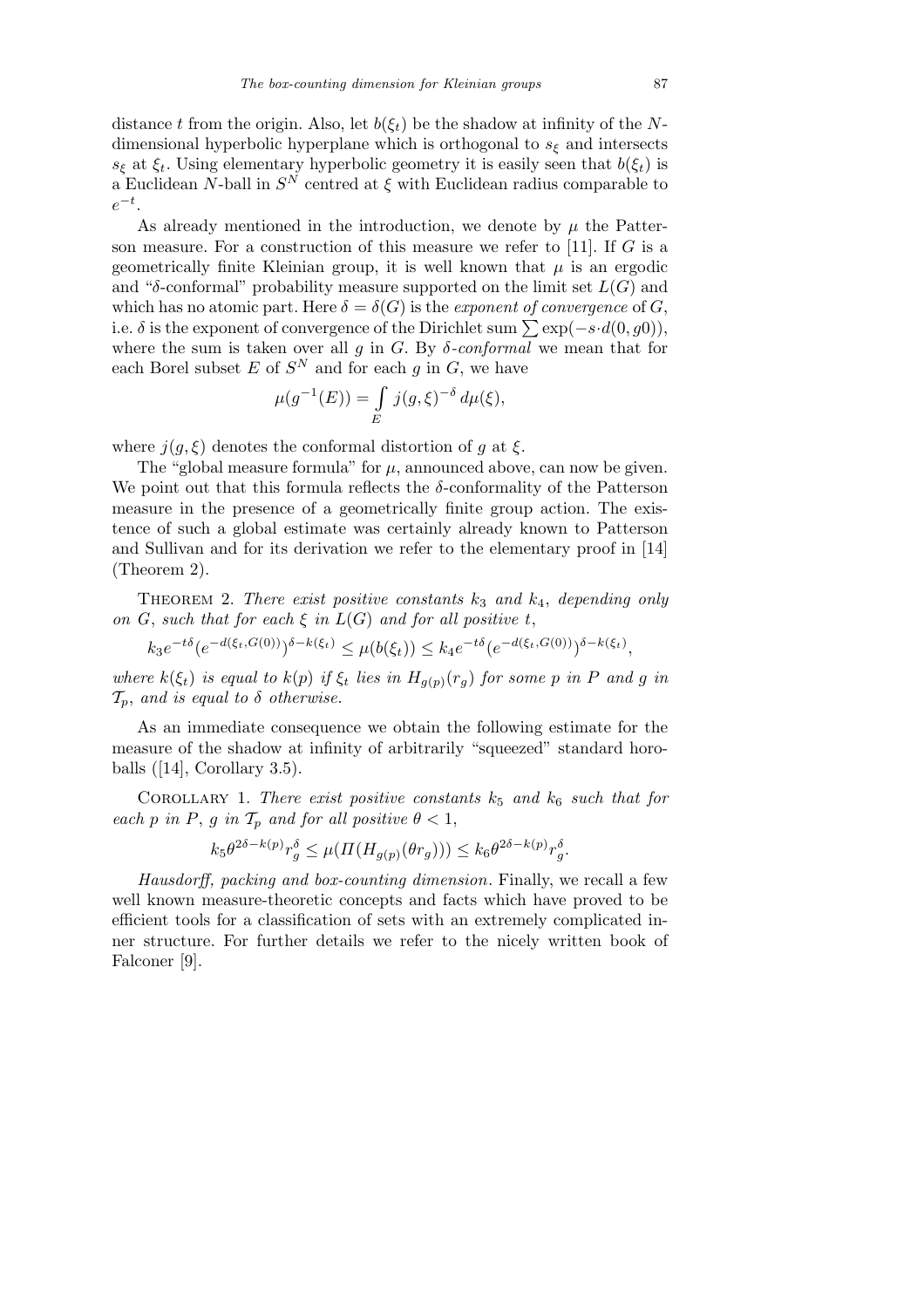distance $t$ from the origin. Also, let $b(\xi_t)$ be the shadow at infinity of the $N$-dimensional hyperbolic hyperplane which is orthogonal to $s_\xi$ and intersects $s_\xi$ at $\xi_t$. Using elementary hyperbolic geometry it is easily seen that $b(\xi_t)$ is a Euclidean $N$-ball in $S^N$ centred at $\xi$ with Euclidean radius comparable to $e^{-t}$.

As already mentioned in the introduction, we denote by $\mu$ the Patterson measure. For a construction of this measure we refer to [11]. If $G$ is a geometrically finite Kleinian group, it is well known that $\mu$ is an ergodic and "$\delta$-conformal" probability measure supported on the limit set $L(G)$ and which has no atomic part. Here $\delta = \delta(G)$ is the *exponent of convergence* of $G$, i.e. $\delta$ is the exponent of convergence of the Dirichlet sum $\sum \exp(-s \cdot d(0, g0))$, where the sum is taken over all $g$ in $G$. By *$\delta$-conformal* we mean that for each Borel subset $E$ of $S^N$ and for each $g$ in $G$, we have

$$\mu(g^{-1}(E)) = \int_E j(g,\xi)^{-\delta}\, d\mu(\xi),$$

where $j(g,\xi)$ denotes the conformal distortion of $g$ at $\xi$.

The "global measure formula" for $\mu$, announced above, can now be given. We point out that this formula reflects the $\delta$-conformality of the Patterson measure in the presence of a geometrically finite group action. The existence of such a global estimate was certainly already known to Patterson and Sullivan and for its derivation we refer to the elementary proof in [14] (Theorem 2).

Theorem 2. *There exist positive constants $k_3$ and $k_4$, depending only on $G$, such that for each $\xi$ in $L(G)$ and for all positive $t$,*

$$k_3 e^{-t\delta}(e^{-d(\xi_t, G(0))})^{\delta - k(\xi_t)} \le \mu(b(\xi_t)) \le k_4 e^{-t\delta}(e^{-d(\xi_t, G(0))})^{\delta - k(\xi_t)},$$

*where $k(\xi_t)$ is equal to $k(p)$ if $\xi_t$ lies in $H_{g(p)}(r_g)$ for some $p$ in $P$ and $g$ in $\mathcal{T}_p$, and is equal to $\delta$ otherwise.*

As an immediate consequence we obtain the following estimate for the measure of the shadow at infinity of arbitrarily "squeezed" standard horoballs ([14], Corollary 3.5).

Corollary 1. *There exist positive constants $k_5$ and $k_6$ such that for each $p$ in $P$, $g$ in $\mathcal{T}_p$ and for all positive $\theta < 1$,*

$$k_5 \theta^{2\delta - k(p)} r_g^\delta \le \mu(\Pi(H_{g(p)}(\theta r_g))) \le k_6 \theta^{2\delta - k(p)} r_g^\delta.$$

*Hausdorff, packing and box-counting dimension*. Finally, we recall a few well known measure-theoretic concepts and facts which have proved to be efficient tools for a classification of sets with an extremely complicated inner structure. For further details we refer to the nicely written book of Falconer [9].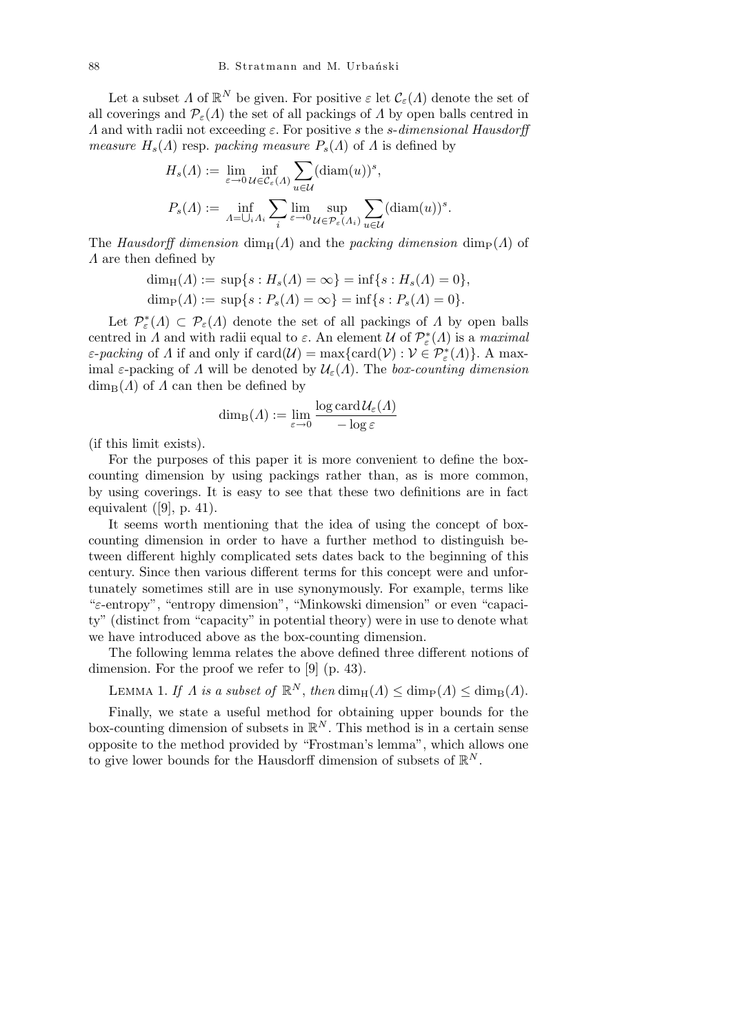Let a subset $\Lambda$ of $\mathbb{R}^N$ be given. For positive $\varepsilon$ let $\mathcal{C}_\varepsilon(\Lambda)$ denote the set of all coverings and $\mathcal{P}_\varepsilon(\Lambda)$ the set of all packings of $\Lambda$ by open balls centred in $\Lambda$ and with radii not exceeding $\varepsilon$. For positive $s$ the *$s$-dimensional Hausdorff measure* $H_s(\Lambda)$ resp. *packing measure* $P_s(\Lambda)$ of $\Lambda$ is defined by

$$H_s(\Lambda) := \lim_{\varepsilon\to 0} \inf_{\mathcal{U}\in\mathcal{C}_\varepsilon(\Lambda)} \sum_{u\in\mathcal{U}} (\operatorname{diam}(u))^s,$$

$$P_s(\Lambda) := \inf_{\Lambda=\bigcup_i \Lambda_i} \sum_i \lim_{\varepsilon\to 0} \sup_{\mathcal{U}\in\mathcal{P}_\varepsilon(\Lambda_i)} \sum_{u\in\mathcal{U}} (\operatorname{diam}(u))^s.$$

The *Hausdorff dimension* $\dim_{\mathrm{H}}(\Lambda)$ and the *packing dimension* $\dim_{\mathrm{P}}(\Lambda)$ of $\Lambda$ are then defined by

$$\dim_{\mathrm{H}}(\Lambda) := \sup\{s : H_s(\Lambda) = \infty\} = \inf\{s : H_s(\Lambda) = 0\},$$
$$\dim_{\mathrm{P}}(\Lambda) := \sup\{s : P_s(\Lambda) = \infty\} = \inf\{s : P_s(\Lambda) = 0\}.$$

Let $\mathcal{P}^*_\varepsilon(\Lambda) \subset \mathcal{P}_\varepsilon(\Lambda)$ denote the set of all packings of $\Lambda$ by open balls centred in $\Lambda$ and with radii equal to $\varepsilon$. An element $\mathcal{U}$ of $\mathcal{P}^*_\varepsilon(\Lambda)$ is a *maximal $\varepsilon$-packing* of $\Lambda$ if and only if $\operatorname{card}(\mathcal{U}) = \max\{\operatorname{card}(\mathcal{V}) : \mathcal{V} \in \mathcal{P}^*_\varepsilon(\Lambda)\}$. A maximal $\varepsilon$-packing of $\Lambda$ will be denoted by $\mathcal{U}_\varepsilon(\Lambda)$. The *box-counting dimension* $\dim_{\mathrm{B}}(\Lambda)$ of $\Lambda$ can then be defined by

$$\dim_{\mathrm{B}}(\Lambda) := \lim_{\varepsilon\to 0} \frac{\log \operatorname{card} \mathcal{U}_\varepsilon(\Lambda)}{-\log \varepsilon}$$

(if this limit exists).

For the purposes of this paper it is more convenient to define the box-counting dimension by using packings rather than, as is more common, by using coverings. It is easy to see that these two definitions are in fact equivalent ([9], p. 41).

It seems worth mentioning that the idea of using the concept of box-counting dimension in order to have a further method to distinguish between different highly complicated sets dates back to the beginning of this century. Since then various different terms for this concept were and unfortunately sometimes still are in use synonymously. For example, terms like "$\varepsilon$-entropy", "entropy dimension", "Minkowski dimension" or even "capacity" (distinct from "capacity" in potential theory) were in use to denote what we have introduced above as the box-counting dimension.

The following lemma relates the above defined three different notions of dimension. For the proof we refer to [9] (p. 43).

Lemma 1. *If $\Lambda$ is a subset of $\mathbb{R}^N$, then* $\dim_{\mathrm{H}}(\Lambda) \le \dim_{\mathrm{P}}(\Lambda) \le \dim_{\mathrm{B}}(\Lambda)$.

Finally, we state a useful method for obtaining upper bounds for the box-counting dimension of subsets in $\mathbb{R}^N$. This method is in a certain sense opposite to the method provided by "Frostman's lemma", which allows one to give lower bounds for the Hausdorff dimension of subsets of $\mathbb{R}^N$.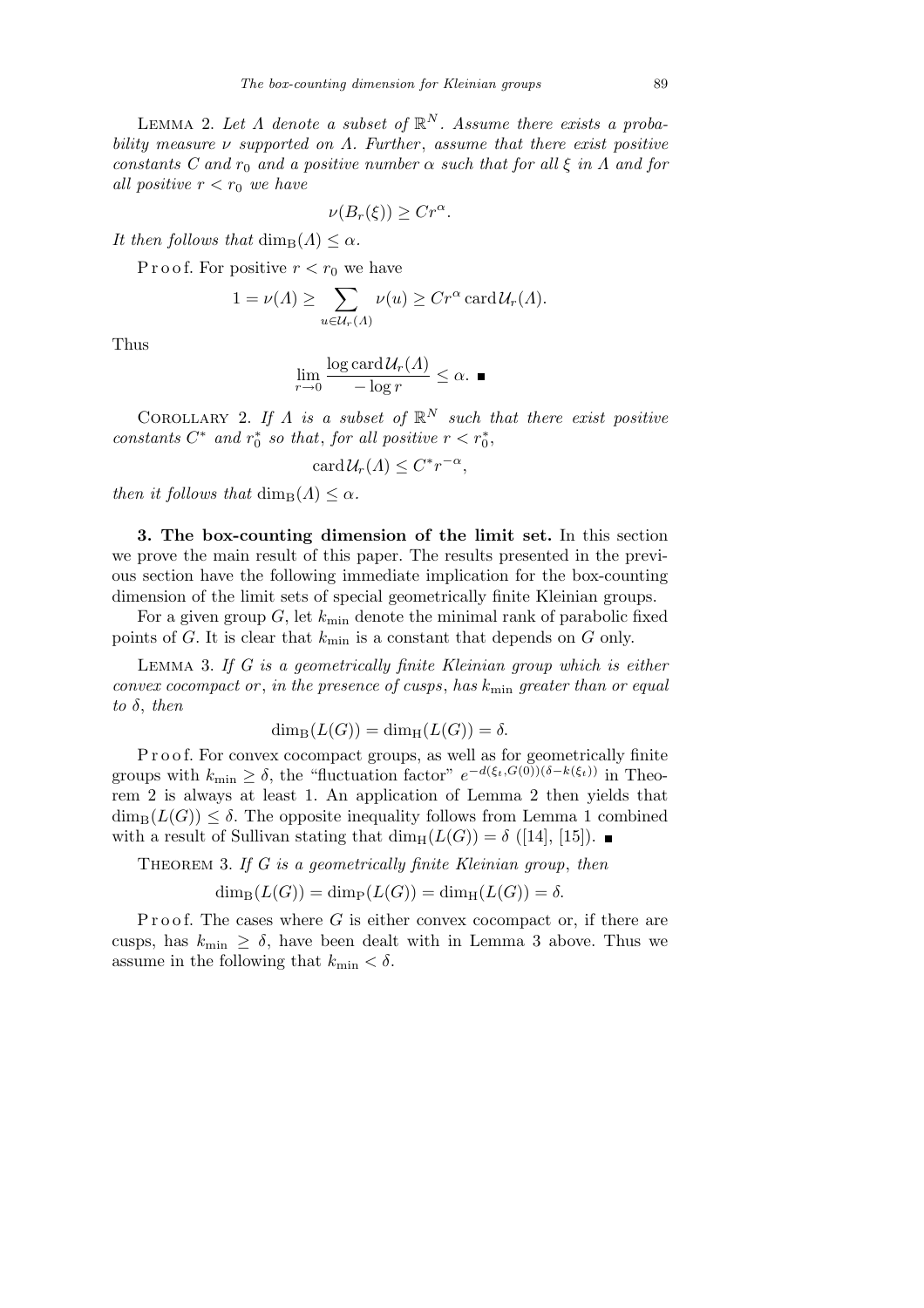Lemma 2. *Let $\Lambda$ denote a subset of $\mathbb{R}^N$. Assume there exists a probability measure $\nu$ supported on $\Lambda$. Further, assume that there exist positive constants $C$ and $r_0$ and a positive number $\alpha$ such that for all $\xi$ in $\Lambda$ and for all positive $r < r_0$ we have*

$$\nu(B_r(\xi)) \geq C r^{\alpha}.$$

*It then follows that $\dim_{\mathrm{B}}(\Lambda) \leq \alpha$.*

Proof. For positive $r < r_0$ we have

$$1 = \nu(\Lambda) \geq \sum_{u \in \mathcal{U}_r(\Lambda)} \nu(u) \geq C r^{\alpha} \operatorname{card} \mathcal{U}_r(\Lambda).$$

Thus

$$\lim_{r \to 0} \frac{\log \operatorname{card} \mathcal{U}_r(\Lambda)}{-\log r} \leq \alpha. \blacksquare$$

Corollary 2. *If $\Lambda$ is a subset of $\mathbb{R}^N$ such that there exist positive constants $C^*$ and $r_0^*$ so that, for all positive $r < r_0^*$,*

$$\operatorname{card} \mathcal{U}_r(\Lambda) \leq C^* r^{-\alpha},$$

*then it follows that $\dim_{\mathrm{B}}(\Lambda) \leq \alpha$.*

**3. The box-counting dimension of the limit set.** In this section we prove the main result of this paper. The results presented in the previous section have the following immediate implication for the box-counting dimension of the limit sets of special geometrically finite Kleinian groups.

For a given group $G$, let $k_{\min}$ denote the minimal rank of parabolic fixed points of $G$. It is clear that $k_{\min}$ is a constant that depends on $G$ only.

Lemma 3. *If $G$ is a geometrically finite Kleinian group which is either convex cocompact or, in the presence of cusps, has $k_{\min}$ greater than or equal to $\delta$, then*

$$\dim_{\mathrm{B}}(L(G)) = \dim_{\mathrm{H}}(L(G)) = \delta.$$

Proof. For convex cocompact groups, as well as for geometrically finite groups with $k_{\min} \geq \delta$, the "fluctuation factor" $e^{-d(\xi_t, G(0))(\delta - k(\xi_t))}$ in Theorem 2 is always at least 1. An application of Lemma 2 then yields that $\dim_{\mathrm{B}}(L(G)) \leq \delta$. The opposite inequality follows from Lemma 1 combined with a result of Sullivan stating that $\dim_{\mathrm{H}}(L(G)) = \delta$ ([14], [15]). $\blacksquare$

Theorem 3. *If $G$ is a geometrically finite Kleinian group, then*

$$\dim_{\mathrm{B}}(L(G)) = \dim_{\mathrm{P}}(L(G)) = \dim_{\mathrm{H}}(L(G)) = \delta.$$

Proof. The cases where $G$ is either convex cocompact or, if there are cusps, has $k_{\min} \geq \delta$, have been dealt with in Lemma 3 above. Thus we assume in the following that $k_{\min} < \delta$.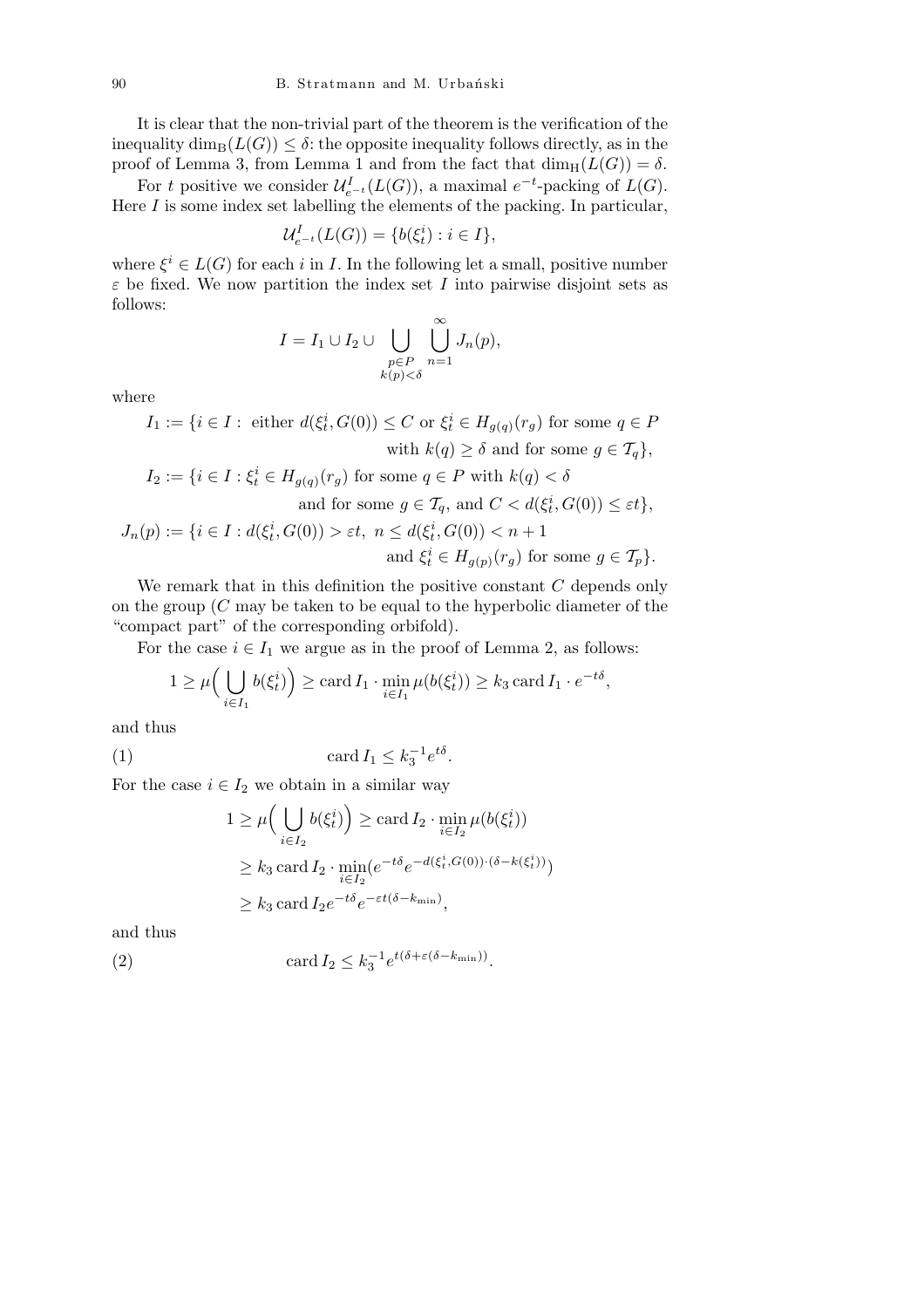It is clear that the non-trivial part of the theorem is the verification of the inequality $\dim_{\mathrm{B}}(L(G)) \le \delta$: the opposite inequality follows directly, as in the proof of Lemma 3, from Lemma 1 and from the fact that $\dim_{\mathrm{H}}(L(G)) = \delta$.

For $t$ positive we consider $\mathcal{U}^I_{e^{-t}}(L(G))$, a maximal $e^{-t}$-packing of $L(G)$. Here $I$ is some index set labelling the elements of the packing. In particular,

$$\mathcal{U}^I_{e^{-t}}(L(G)) = \{b(\xi^i_t) : i \in I\},$$

where $\xi^i \in L(G)$ for each $i$ in $I$. In the following let a small, positive number $\varepsilon$ be fixed. We now partition the index set $I$ into pairwise disjoint sets as follows:

$$I = I_1 \cup I_2 \cup \bigcup_{\substack{p \in P \\ k(p) < \delta}} \bigcup_{n=1}^{\infty} J_n(p),$$

where

$$\begin{aligned}
I_1 &:= \{i \in I : \text{ either } d(\xi^i_t, G(0)) \le C \text{ or } \xi^i_t \in H_{g(q)}(r_g) \text{ for some } q \in P \\
&\qquad\qquad \text{with } k(q) \ge \delta \text{ and for some } g \in \mathcal{T}_q\},\\
I_2 &:= \{i \in I : \xi^i_t \in H_{g(q)}(r_g) \text{ for some } q \in P \text{ with } k(q) < \delta \\
&\qquad\qquad \text{and for some } g \in \mathcal{T}_q, \text{ and } C < d(\xi^i_t, G(0)) \le \varepsilon t\},\\
J_n(p) &:= \{i \in I : d(\xi^i_t, G(0)) > \varepsilon t,\ n \le d(\xi^i_t, G(0)) < n+1 \\
&\qquad\qquad \text{and } \xi^i_t \in H_{g(p)}(r_g) \text{ for some } g \in \mathcal{T}_p\}.
\end{aligned}$$

We remark that in this definition the positive constant $C$ depends only on the group ($C$ may be taken to be equal to the hyperbolic diameter of the "compact part" of the corresponding orbifold).

For the case $i \in I_1$ we argue as in the proof of Lemma 2, as follows:

$$1 \ge \mu\Big(\bigcup_{i \in I_1} b(\xi^i_t)\Big) \ge \operatorname{card} I_1 \cdot \min_{i \in I_1} \mu(b(\xi^i_t)) \ge k_3 \operatorname{card} I_1 \cdot e^{-t\delta},$$

and thus

$$\operatorname{card} I_1 \le k_3^{-1} e^{t\delta}. \tag{1}$$

For the case $i \in I_2$ we obtain in a similar way

$$\begin{aligned}
1 &\ge \mu\Big(\bigcup_{i \in I_2} b(\xi^i_t)\Big) \ge \operatorname{card} I_2 \cdot \min_{i \in I_2} \mu(b(\xi^i_t))\\
&\ge k_3 \operatorname{card} I_2 \cdot \min_{i \in I_2}(e^{-t\delta} e^{-d(\xi^i_t, G(0)) \cdot (\delta - k(\xi^i_t))})\\
&\ge k_3 \operatorname{card} I_2 e^{-t\delta} e^{-\varepsilon t(\delta - k_{\min})},
\end{aligned}$$

and thus

$$\operatorname{card} I_2 \le k_3^{-1} e^{t(\delta + \varepsilon(\delta - k_{\min}))}. \tag{2}$$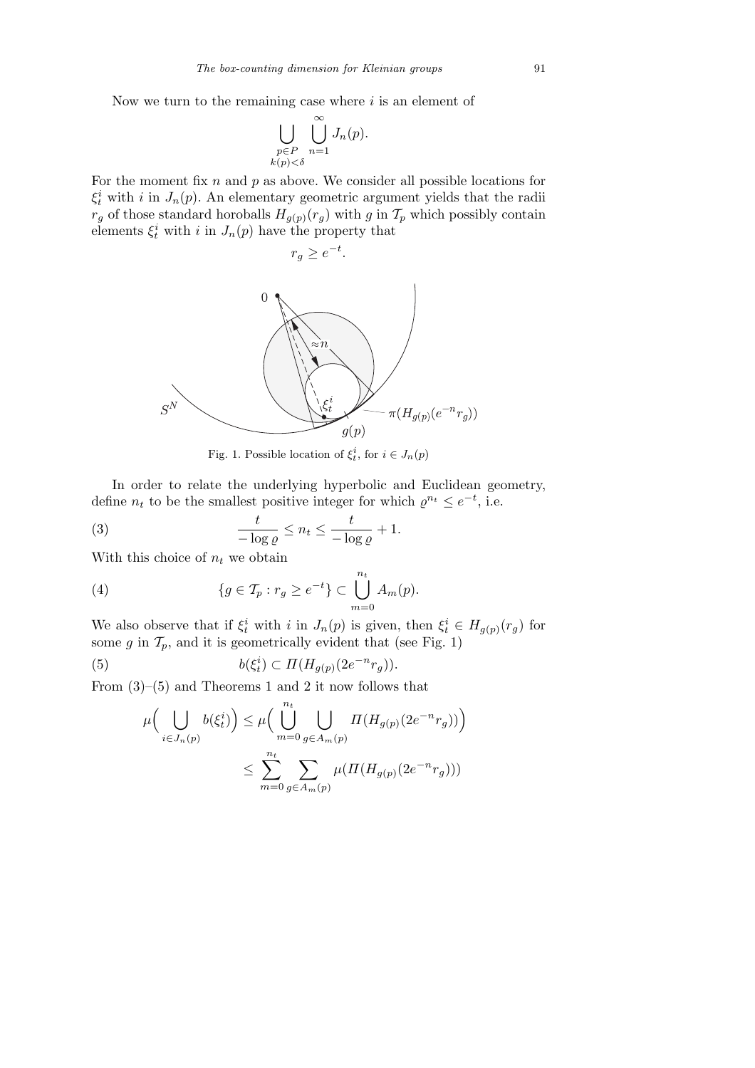Now we turn to the remaining case where $i$ is an element of

$$\bigcup_{\substack{p\in P\\ k(p)<\delta}} \bigcup_{n=1}^{\infty} J_n(p).$$

For the moment fix $n$ and $p$ as above. We consider all possible locations for $\xi_t^i$ with $i$ in $J_n(p)$. An elementary geometric argument yields that the radii $r_g$ of those standard horoballs $H_{g(p)}(r_g)$ with $g$ in $\mathcal{T}_p$ which possibly contain elements $\xi_t^i$ with $i$ in $J_n(p)$ have the property that

$$r_g \geq e^{-t}.$$

Fig. 1. Possible location of $\xi_t^i$, for $i \in J_n(p)$

In order to relate the underlying hyperbolic and Euclidean geometry, define $n_t$ to be the smallest positive integer for which $\varrho^{n_t} \leq e^{-t}$, i.e.

$$\frac{t}{-\log \varrho} \leq n_t \leq \frac{t}{-\log \varrho} + 1. \tag{3}$$

With this choice of $n_t$ we obtain

$$\{g \in \mathcal{T}_p : r_g \geq e^{-t}\} \subset \bigcup_{m=0}^{n_t} A_m(p). \tag{4}$$

We also observe that if $\xi_t^i$ with $i$ in $J_n(p)$ is given, then $\xi_t^i \in H_{g(p)}(r_g)$ for some $g$ in $\mathcal{T}_p$, and it is geometrically evident that (see Fig. 1)

$$b(\xi_t^i) \subset \Pi(H_{g(p)}(2e^{-n} r_g)). \tag{5}$$

From (3)–(5) and Theorems 1 and 2 it now follows that

$$\begin{aligned}
\mu\Big(\bigcup_{i\in J_n(p)} b(\xi_t^i)\Big) &\leq \mu\Big(\bigcup_{m=0}^{n_t} \bigcup_{g\in A_m(p)} \Pi(H_{g(p)}(2e^{-n} r_g))\Big) \\
&\leq \sum_{m=0}^{n_t} \sum_{g\in A_m(p)} \mu(\Pi(H_{g(p)}(2e^{-n} r_g)))
\end{aligned}$$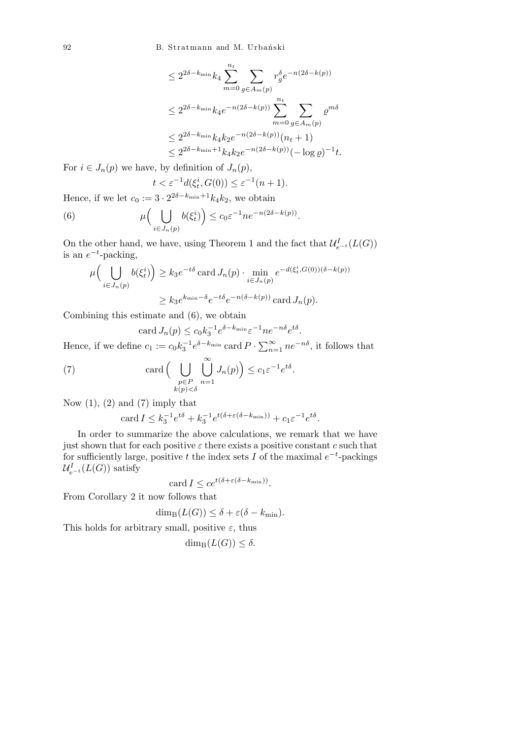$$
\begin{aligned}
&\le 2^{2\delta - k_{\min}} k_4 \sum_{m=0}^{n_t} \sum_{g \in A_m(p)} r_g^{\delta} e^{-n(2\delta - k(p))} \\
&\le 2^{2\delta - k_{\min}} k_4 e^{-n(2\delta - k(p))} \sum_{m=0}^{n_t} \sum_{g \in A_m(p)} \varrho^{m\delta} \\
&\le 2^{2\delta - k_{\min}} k_4 k_2 e^{-n(2\delta - k(p))} (n_t + 1) \\
&\le 2^{2\delta - k_{\min}+1} k_4 k_2 e^{-n(2\delta - k(p))} (-\log \varrho)^{-1} t.
\end{aligned}
$$

For $i \in J_n(p)$ we have, by definition of $J_n(p)$,

$$
t < \varepsilon^{-1} d(\xi_t^i, G(0)) \le \varepsilon^{-1}(n+1).
$$

Hence, if we let $c_0 := 3 \cdot 2^{2\delta - k_{\min}+1} k_4 k_2$, we obtain

$$
\mu\Big( \bigcup_{i \in J_n(p)} b(\xi_t^i) \Big) \le c_0 \varepsilon^{-1} n e^{-n(2\delta - k(p))}. \tag{6}
$$

On the other hand, we have, using Theorem 1 and the fact that $\mathcal{U}^I_{e^{-t}}(L(G))$ is an $e^{-t}$-packing,

$$
\begin{aligned}
\mu\Big( \bigcup_{i \in J_n(p)} b(\xi_t^i) \Big) &\ge k_3 e^{-t\delta} \operatorname{card} J_n(p) \cdot \min_{i \in J_n(p)} e^{-d(\xi_t^i, G(0))(\delta - k(p))} \\
&\ge k_3 e^{k_{\min} - \delta} e^{-t\delta} e^{-n(\delta - k(p))} \operatorname{card} J_n(p).
\end{aligned}
$$

Combining this estimate and (6), we obtain

$$
\operatorname{card} J_n(p) \le c_0 k_3^{-1} e^{\delta - k_{\min}} \varepsilon^{-1} n e^{-n\delta} e^{t\delta}.
$$

Hence, if we define $c_1 := c_0 k_3^{-1} e^{\delta - k_{\min}} \operatorname{card} P \cdot \sum_{n=1}^{\infty} n e^{-n\delta}$, it follows that

$$
\operatorname{card}\Big( \bigcup_{\substack{p \in P \\ k(p) < \delta}} \bigcup_{n=1}^{\infty} J_n(p) \Big) \le c_1 \varepsilon^{-1} e^{t\delta}. \tag{7}
$$

Now (1), (2) and (7) imply that

$$
\operatorname{card} I \le k_3^{-1} e^{t\delta} + k_3^{-1} e^{t(\delta + \varepsilon(\delta - k_{\min}))} + c_1 \varepsilon^{-1} e^{t\delta}.
$$

In order to summarize the above calculations, we remark that we have just shown that for each positive $\varepsilon$ there exists a positive constant $c$ such that for sufficiently large, positive $t$ the index sets $I$ of the maximal $e^{-t}$-packings $\mathcal{U}^I_{e^{-t}}(L(G))$ satisfy

$$
\operatorname{card} I \le c e^{t(\delta + \varepsilon(\delta - k_{\min}))}.
$$

From Corollary 2 it now follows that

$$
\dim_{\mathrm{B}}(L(G)) \le \delta + \varepsilon(\delta - k_{\min}).
$$

This holds for arbitrary small, positive $\varepsilon$, thus

$$
\dim_{\mathrm{B}}(L(G)) \le \delta.
$$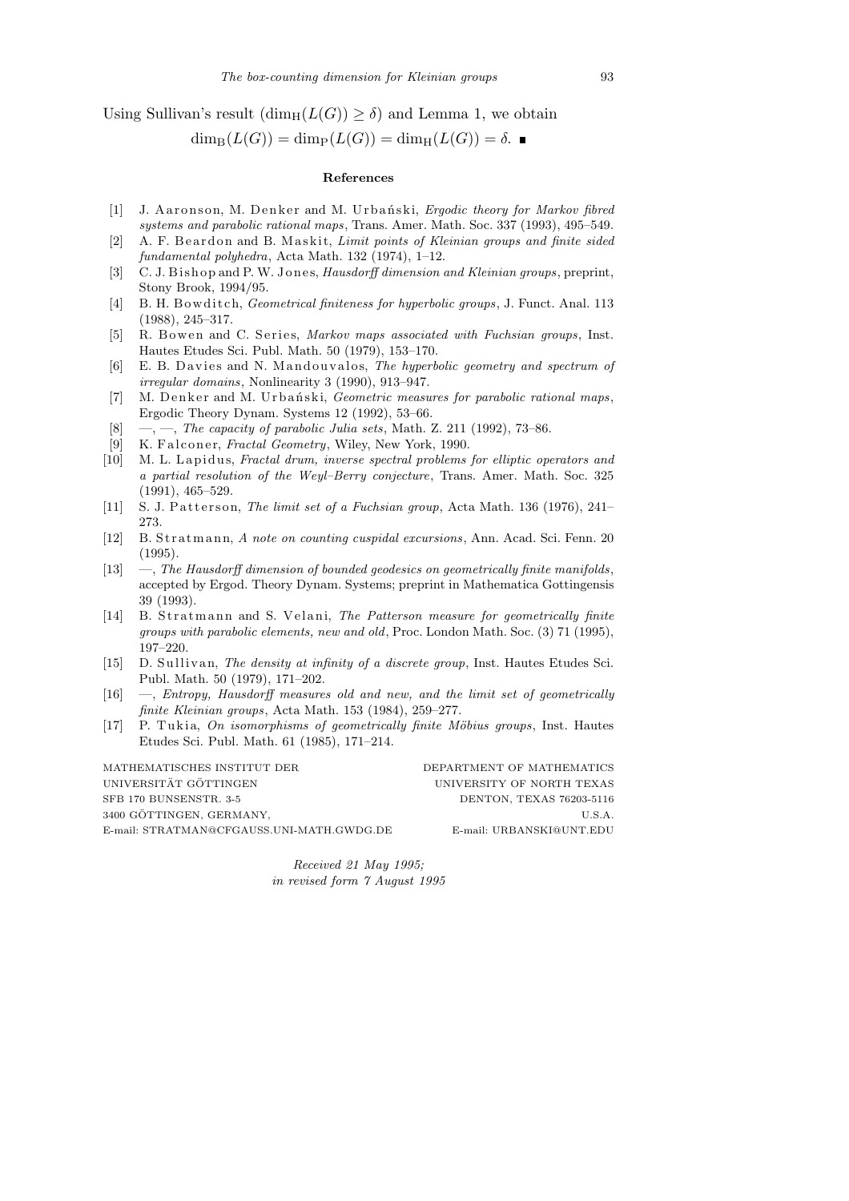Using Sullivan's result ($\dim_{\mathrm{H}}(L(G)) \geq \delta$) and Lemma 1, we obtain

$$\dim_{\mathrm{B}}(L(G)) = \dim_{\mathrm{P}}(L(G)) = \dim_{\mathrm{H}}(L(G)) = \delta. \blacksquare$$

## References

[1] J. Aaronson, M. Denker and M. Urbański, *Ergodic theory for Markov fibred systems and parabolic rational maps*, Trans. Amer. Math. Soc. 337 (1993), 495–549.

[2] A. F. Beardon and B. Maskit, *Limit points of Kleinian groups and finite sided fundamental polyhedra*, Acta Math. 132 (1974), 1–12.

[3] C. J. Bishop and P. W. Jones, *Hausdorff dimension and Kleinian groups*, preprint, Stony Brook, 1994/95.

[4] B. H. Bowditch, *Geometrical finiteness for hyperbolic groups*, J. Funct. Anal. 113 (1988), 245–317.

[5] R. Bowen and C. Series, *Markov maps associated with Fuchsian groups*, Inst. Hautes Etudes Sci. Publ. Math. 50 (1979), 153–170.

[6] E. B. Davies and N. Mandouvalos, *The hyperbolic geometry and spectrum of irregular domains*, Nonlinearity 3 (1990), 913–947.

[7] M. Denker and M. Urbański, *Geometric measures for parabolic rational maps*, Ergodic Theory Dynam. Systems 12 (1992), 53–66.

[8] —, —, *The capacity of parabolic Julia sets*, Math. Z. 211 (1992), 73–86.

[9] K. Falconer, *Fractal Geometry*, Wiley, New York, 1990.

[10] M. L. Lapidus, *Fractal drum, inverse spectral problems for elliptic operators and a partial resolution of the Weyl–Berry conjecture*, Trans. Amer. Math. Soc. 325 (1991), 465–529.

[11] S. J. Patterson, *The limit set of a Fuchsian group*, Acta Math. 136 (1976), 241–273.

[12] B. Stratmann, *A note on counting cuspidal excursions*, Ann. Acad. Sci. Fenn. 20 (1995).

[13] —, *The Hausdorff dimension of bounded geodesics on geometrically finite manifolds*, accepted by Ergod. Theory Dynam. Systems; preprint in Mathematica Gottingensis 39 (1993).

[14] B. Stratmann and S. Velani, *The Patterson measure for geometrically finite groups with parabolic elements, new and old*, Proc. London Math. Soc. (3) 71 (1995), 197–220.

[15] D. Sullivan, *The density at infinity of a discrete group*, Inst. Hautes Etudes Sci. Publ. Math. 50 (1979), 171–202.

[16] —, *Entropy, Hausdorff measures old and new, and the limit set of geometrically finite Kleinian groups*, Acta Math. 153 (1984), 259–277.

[17] P. Tukia, *On isomorphisms of geometrically finite Möbius groups*, Inst. Hautes Etudes Sci. Publ. Math. 61 (1985), 171–214.

MATHEMATISCHES INSTITUT DER
UNIVERSITÄT GÖTTINGEN
SFB 170 BUNSENSTR. 3-5
3400 GÖTTINGEN, GERMANY,
E-mail: STRATMAN@CFGAUSS.UNI-MATH.GWDG.DE

DEPARTMENT OF MATHEMATICS
UNIVERSITY OF NORTH TEXAS
DENTON, TEXAS 76203-5116
U.S.A.
E-mail: URBANSKI@UNT.EDU

*Received 21 May 1995;*
*in revised form 7 August 1995*